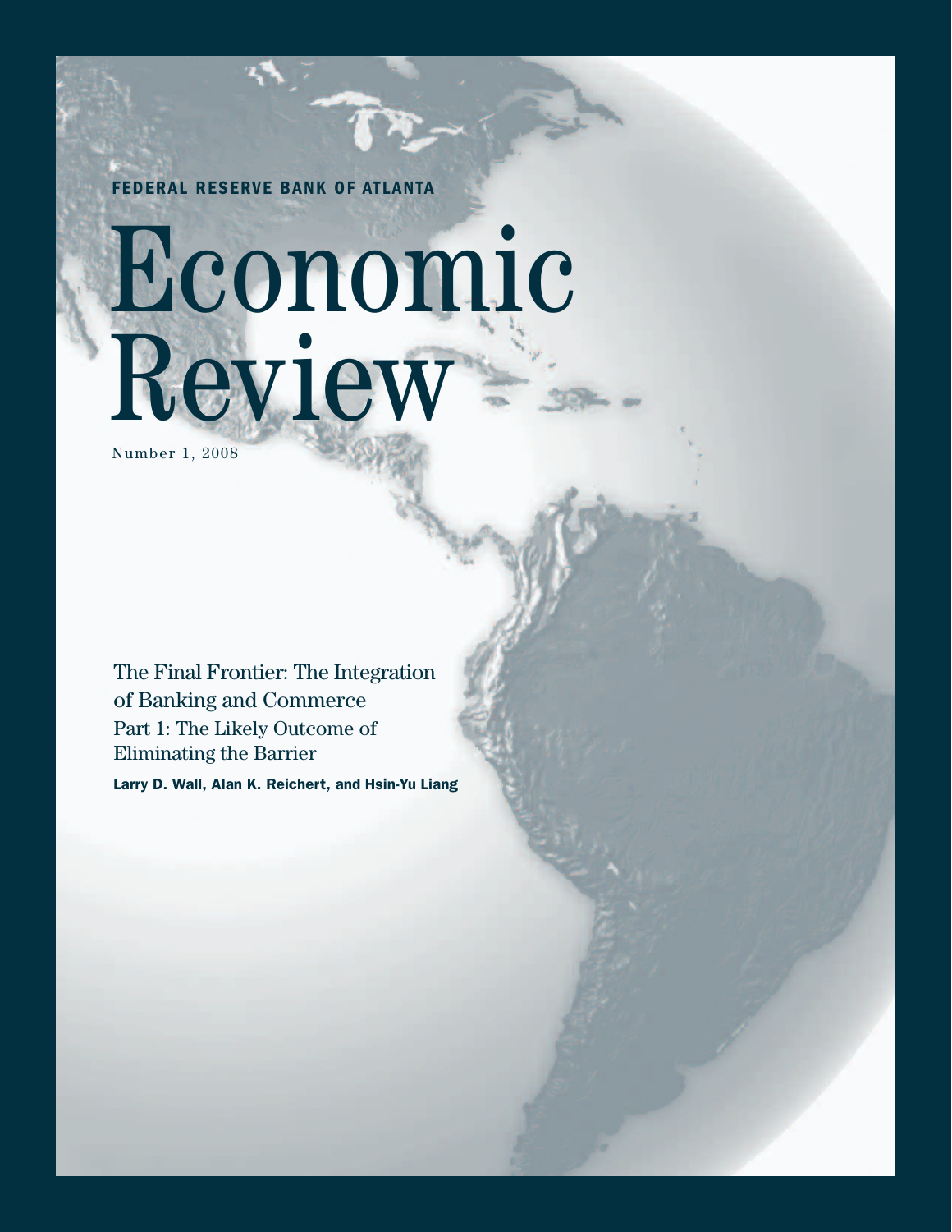**FEDERAL RESERVE BANK OF ATLANTA**

# Economic Review

Number 1, 2008

## The Final Frontier: The Integration of Banking and Commerce

### Part 1: The Likely Outcome of Eliminating the Barrier

**Larry D. Wall, Alan K. Reichert, and Hsin-Yu Liang**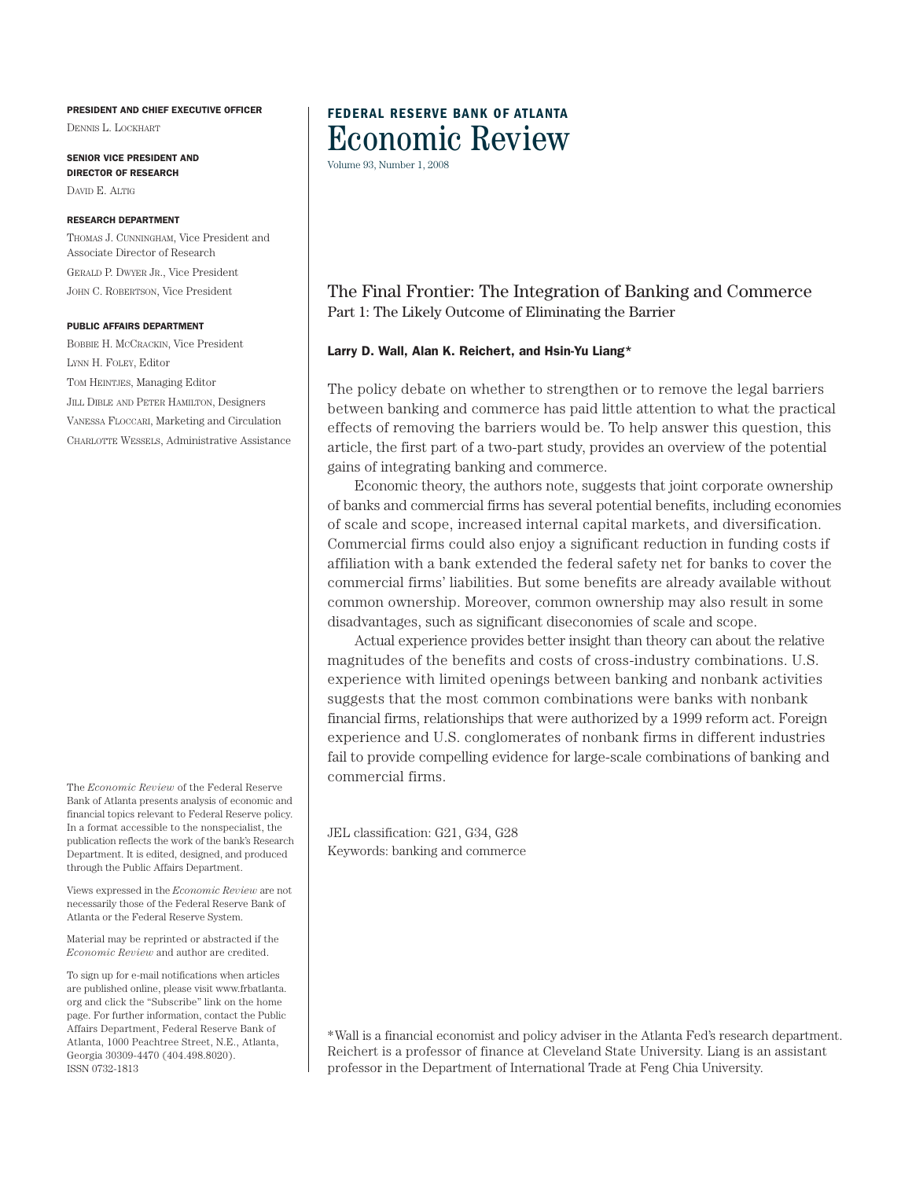**PRESIDENT AND CHIEF EXECUTIVE OFFICER**

Dennis L. Lockhart

**SENIOR VICE PRESIDENT AND DIRECTOR OF RESEARCH**

David E. Altig

**RESEARCH DEPARTMENT**

Thomas J. Cunningham, Vice President and Associate Director of Research

Gerald P. Dwyer Jr., Vice President

John C. Robertson, Vice President

**PUBLIC AFFAIRS DEPARTMENT**

Bobbie H. McCrackin, Vice President

Lynn H. Foley, Editor

Tom Heintjes, Managing Editor

Jill Dible and Peter Hamilton, Designers

Vanessa Floccari, Marketing and Circulation

Charlotte Wessels, Administrative Assistance

The *Economic Review* of the Federal Reserve Bank of Atlanta presents analysis of economic and financial topics relevant to Federal Reserve policy. In a format accessible to the nonspecialist, the publication reflects the work of the bank's Research Department. It is edited, designed, and produced through the Public Affairs Department.

Views expressed in the *Economic Review* are not necessarily those of the Federal Reserve Bank of Atlanta or the Federal Reserve System.

Material may be reprinted or abstracted if the *Economic Review* and author are credited.

To sign up for e-mail notifications when articles are published online, please visit www.frbatlanta.org and click the "Subscribe" link on the home page. For further information, contact the Public Affairs Department, Federal Reserve Bank of Atlanta, 1000 Peachtree Street, N.E., Atlanta, Georgia 30309-4470 (404.498.8020).
ISSN 0732-1813

**FEDERAL RESERVE BANK OF ATLANTA**

# Economic Review

Volume 93, Number 1, 2008

## The Final Frontier: The Integration of Banking and Commerce

### Part 1: The Likely Outcome of Eliminating the Barrier

**Larry D. Wall, Alan K. Reichert, and Hsin-Yu Liang***

The policy debate on whether to strengthen or to remove the legal barriers between banking and commerce has paid little attention to what the practical effects of removing the barriers would be. To help answer this question, this article, the first part of a two-part study, provides an overview of the potential gains of integrating banking and commerce.

Economic theory, the authors note, suggests that joint corporate ownership of banks and commercial firms has several potential benefits, including economies of scale and scope, increased internal capital markets, and diversification. Commercial firms could also enjoy a significant reduction in funding costs if affiliation with a bank extended the federal safety net for banks to cover the commercial firms' liabilities. But some benefits are already available without common ownership. Moreover, common ownership may also result in some disadvantages, such as significant diseconomies of scale and scope.

Actual experience provides better insight than theory can about the relative magnitudes of the benefits and costs of cross-industry combinations. U.S. experience with limited openings between banking and nonbank activities suggests that the most common combinations were banks with nonbank financial firms, relationships that were authorized by a 1999 reform act. Foreign experience and U.S. conglomerates of nonbank firms in different industries fail to provide compelling evidence for large-scale combinations of banking and commercial firms.

JEL classification: G21, G34, G28
Keywords: banking and commerce

*Wall is a financial economist and policy adviser in the Atlanta Fed's research department. Reichert is a professor of finance at Cleveland State University. Liang is an assistant professor in the Department of International Trade at Feng Chia University.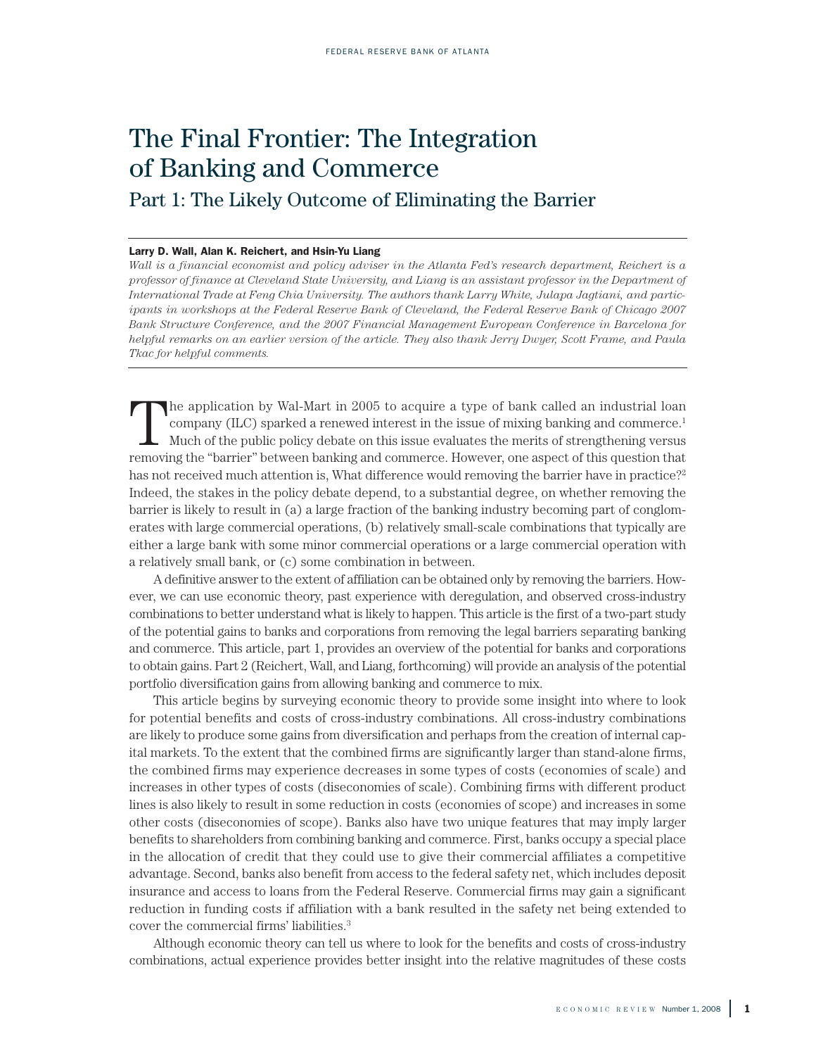# The Final Frontier: The Integration of Banking and Commerce

## Part 1: The Likely Outcome of Eliminating the Barrier

**Larry D. Wall, Alan K. Reichert, and Hsin-Yu Liang**

*Wall is a financial economist and policy adviser in the Atlanta Fed's research department, Reichert is a professor of finance at Cleveland State University, and Liang is an assistant professor in the Department of International Trade at Feng Chia University. The authors thank Larry White, Julapa Jagtiani, and participants in workshops at the Federal Reserve Bank of Cleveland, the Federal Reserve Bank of Chicago 2007 Bank Structure Conference, and the 2007 Financial Management European Conference in Barcelona for helpful remarks on an earlier version of the article. They also thank Jerry Dwyer, Scott Frame, and Paula Tkac for helpful comments.*

The application by Wal-Mart in 2005 to acquire a type of bank called an industrial loan company (ILC) sparked a renewed interest in the issue of mixing banking and commerce.[1] Much of the public policy debate on this issue evaluates the merits of strengthening versus removing the "barrier" between banking and commerce. However, one aspect of this question that has not received much attention is, What difference would removing the barrier have in practice?[2] Indeed, the stakes in the policy debate depend, to a substantial degree, on whether removing the barrier is likely to result in (a) a large fraction of the banking industry becoming part of conglomerates with large commercial operations, (b) relatively small-scale combinations that typically are either a large bank with some minor commercial operations or a large commercial operation with a relatively small bank, or (c) some combination in between.

A definitive answer to the extent of affiliation can be obtained only by removing the barriers. However, we can use economic theory, past experience with deregulation, and observed cross-industry combinations to better understand what is likely to happen. This article is the first of a two-part study of the potential gains to banks and corporations from removing the legal barriers separating banking and commerce. This article, part 1, provides an overview of the potential for banks and corporations to obtain gains. Part 2 (Reichert, Wall, and Liang, forthcoming) will provide an analysis of the potential portfolio diversification gains from allowing banking and commerce to mix.

This article begins by surveying economic theory to provide some insight into where to look for potential benefits and costs of cross-industry combinations. All cross-industry combinations are likely to produce some gains from diversification and perhaps from the creation of internal capital markets. To the extent that the combined firms are significantly larger than stand-alone firms, the combined firms may experience decreases in some types of costs (economies of scale) and increases in other types of costs (diseconomies of scale). Combining firms with different product lines is also likely to result in some reduction in costs (economies of scope) and increases in some other costs (diseconomies of scope). Banks also have two unique features that may imply larger benefits to shareholders from combining banking and commerce. First, banks occupy a special place in the allocation of credit that they could use to give their commercial affiliates a competitive advantage. Second, banks also benefit from access to the federal safety net, which includes deposit insurance and access to loans from the Federal Reserve. Commercial firms may gain a significant reduction in funding costs if affiliation with a bank resulted in the safety net being extended to cover the commercial firms' liabilities.[3]

Although economic theory can tell us where to look for the benefits and costs of cross-industry combinations, actual experience provides better insight into the relative magnitudes of these costs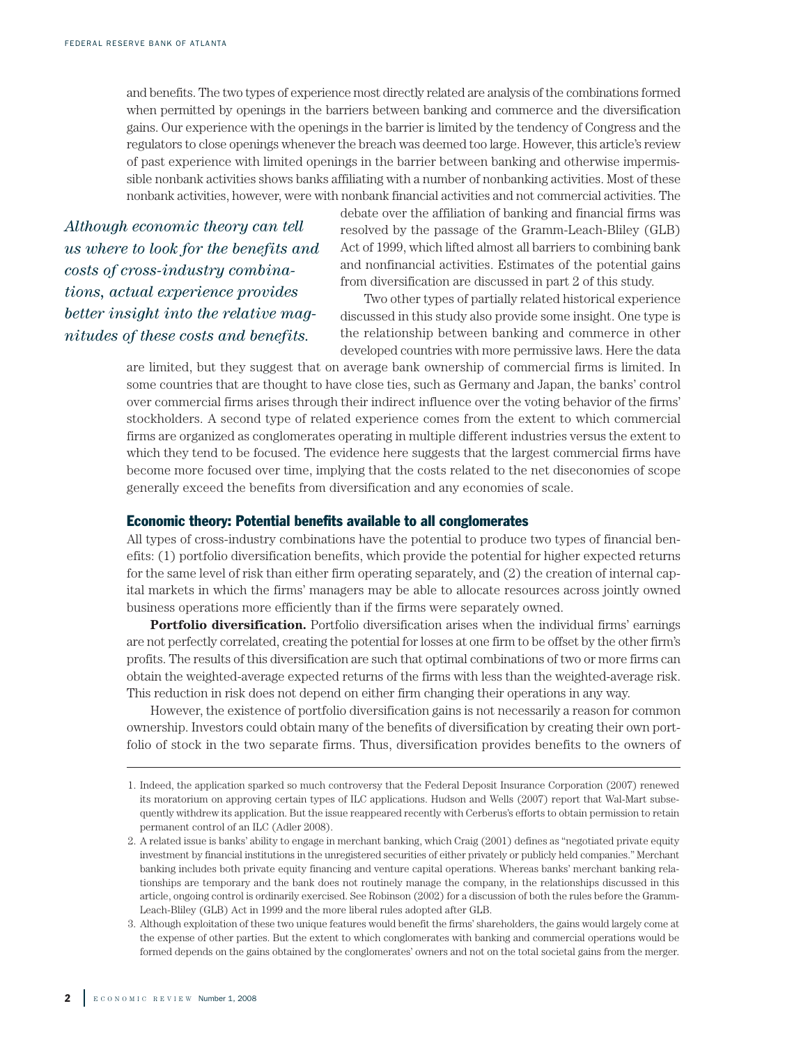and benefits. The two types of experience most directly related are analysis of the combinations formed when permitted by openings in the barriers between banking and commerce and the diversification gains. Our experience with the openings in the barrier is limited by the tendency of Congress and the regulators to close openings whenever the breach was deemed too large. However, this article's review of past experience with limited openings in the barrier between banking and otherwise impermissible nonbank activities shows banks affiliating with a number of nonbanking activities. Most of these nonbank activities, however, were with nonbank financial activities and not commercial activities. The debate over the affiliation of banking and financial firms was resolved by the passage of the Gramm-Leach-Bliley (GLB) Act of 1999, which lifted almost all barriers to combining bank and nonfinancial activities. Estimates of the potential gains from diversification are discussed in part 2 of this study.

*Although economic theory can tell us where to look for the benefits and costs of cross-industry combinations, actual experience provides better insight into the relative magnitudes of these costs and benefits.*

Two other types of partially related historical experience discussed in this study also provide some insight. One type is the relationship between banking and commerce in other developed countries with more permissive laws. Here the data are limited, but they suggest that on average bank ownership of commercial firms is limited. In some countries that are thought to have close ties, such as Germany and Japan, the banks' control over commercial firms arises through their indirect influence over the voting behavior of the firms' stockholders. A second type of related experience comes from the extent to which commercial firms are organized as conglomerates operating in multiple different industries versus the extent to which they tend to be focused. The evidence here suggests that the largest commercial firms have become more focused over time, implying that the costs related to the net diseconomies of scope generally exceed the benefits from diversification and any economies of scale.

## Economic theory: Potential benefits available to all conglomerates

All types of cross-industry combinations have the potential to produce two types of financial benefits: (1) portfolio diversification benefits, which provide the potential for higher expected returns for the same level of risk than either firm operating separately, and (2) the creation of internal capital markets in which the firms' managers may be able to allocate resources across jointly owned business operations more efficiently than if the firms were separately owned.

**Portfolio diversification.** Portfolio diversification arises when the individual firms' earnings are not perfectly correlated, creating the potential for losses at one firm to be offset by the other firm's profits. The results of this diversification are such that optimal combinations of two or more firms can obtain the weighted-average expected returns of the firms with less than the weighted-average risk. This reduction in risk does not depend on either firm changing their operations in any way.

However, the existence of portfolio diversification gains is not necessarily a reason for common ownership. Investors could obtain many of the benefits of diversification by creating their own portfolio of stock in the two separate firms. Thus, diversification provides benefits to the owners of

1. Indeed, the application sparked so much controversy that the Federal Deposit Insurance Corporation (2007) renewed its moratorium on approving certain types of ILC applications. Hudson and Wells (2007) report that Wal-Mart subsequently withdrew its application. But the issue reappeared recently with Cerberus's efforts to obtain permission to retain permanent control of an ILC (Adler 2008).

2. A related issue is banks' ability to engage in merchant banking, which Craig (2001) defines as "negotiated private equity investment by financial institutions in the unregistered securities of either privately or publicly held companies." Merchant banking includes both private equity financing and venture capital operations. Whereas banks' merchant banking relationships are temporary and the bank does not routinely manage the company, in the relationships discussed in this article, ongoing control is ordinarily exercised. See Robinson (2002) for a discussion of both the rules before the Gramm-Leach-Bliley (GLB) Act in 1999 and the more liberal rules adopted after GLB.

3. Although exploitation of these two unique features would benefit the firms' shareholders, the gains would largely come at the expense of other parties. But the extent to which conglomerates with banking and commercial operations would be formed depends on the gains obtained by the conglomerates' owners and not on the total societal gains from the merger.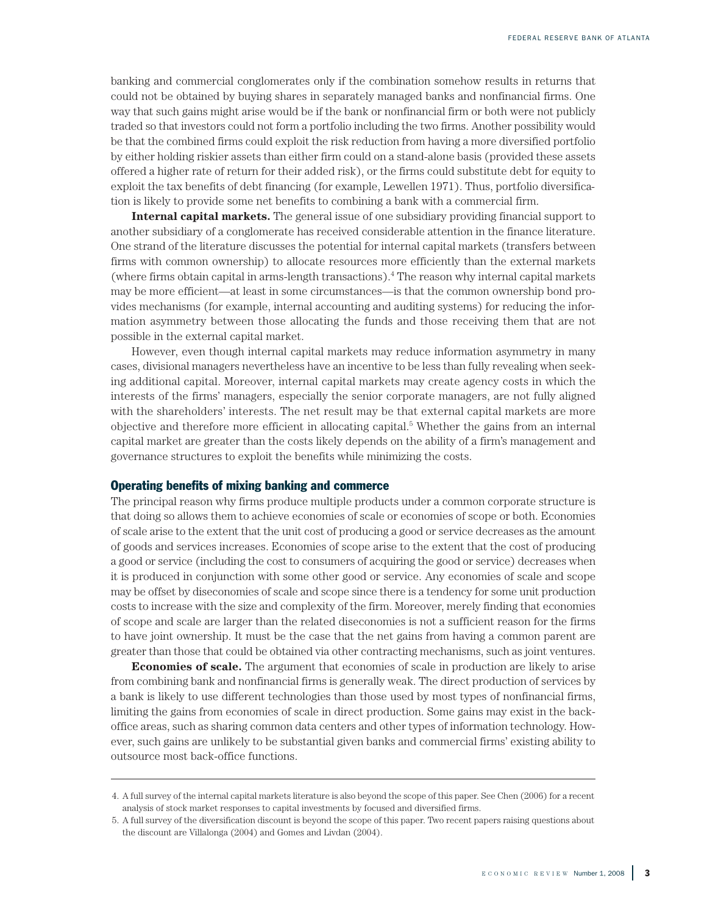banking and commercial conglomerates only if the combination somehow results in returns that could not be obtained by buying shares in separately managed banks and nonfinancial firms. One way that such gains might arise would be if the bank or nonfinancial firm or both were not publicly traded so that investors could not form a portfolio including the two firms. Another possibility would be that the combined firms could exploit the risk reduction from having a more diversified portfolio by either holding riskier assets than either firm could on a stand-alone basis (provided these assets offered a higher rate of return for their added risk), or the firms could substitute debt for equity to exploit the tax benefits of debt financing (for example, Lewellen 1971). Thus, portfolio diversification is likely to provide some net benefits to combining a bank with a commercial firm.

**Internal capital markets.** The general issue of one subsidiary providing financial support to another subsidiary of a conglomerate has received considerable attention in the finance literature. One strand of the literature discusses the potential for internal capital markets (transfers between firms with common ownership) to allocate resources more efficiently than the external markets (where firms obtain capital in arms-length transactions).[4] The reason why internal capital markets may be more efficient—at least in some circumstances—is that the common ownership bond provides mechanisms (for example, internal accounting and auditing systems) for reducing the information asymmetry between those allocating the funds and those receiving them that are not possible in the external capital market.

However, even though internal capital markets may reduce information asymmetry in many cases, divisional managers nevertheless have an incentive to be less than fully revealing when seeking additional capital. Moreover, internal capital markets may create agency costs in which the interests of the firms' managers, especially the senior corporate managers, are not fully aligned with the shareholders' interests. The net result may be that external capital markets are more objective and therefore more efficient in allocating capital.[5] Whether the gains from an internal capital market are greater than the costs likely depends on the ability of a firm's management and governance structures to exploit the benefits while minimizing the costs.

## Operating benefits of mixing banking and commerce

The principal reason why firms produce multiple products under a common corporate structure is that doing so allows them to achieve economies of scale or economies of scope or both. Economies of scale arise to the extent that the unit cost of producing a good or service decreases as the amount of goods and services increases. Economies of scope arise to the extent that the cost of producing a good or service (including the cost to consumers of acquiring the good or service) decreases when it is produced in conjunction with some other good or service. Any economies of scale and scope may be offset by diseconomies of scale and scope since there is a tendency for some unit production costs to increase with the size and complexity of the firm. Moreover, merely finding that economies of scope and scale are larger than the related diseconomies is not a sufficient reason for the firms to have joint ownership. It must be the case that the net gains from having a common parent are greater than those that could be obtained via other contracting mechanisms, such as joint ventures.

**Economies of scale.** The argument that economies of scale in production are likely to arise from combining bank and nonfinancial firms is generally weak. The direct production of services by a bank is likely to use different technologies than those used by most types of nonfinancial firms, limiting the gains from economies of scale in direct production. Some gains may exist in the back-office areas, such as sharing common data centers and other types of information technology. However, such gains are unlikely to be substantial given banks and commercial firms' existing ability to outsource most back-office functions.

---

4. A full survey of the internal capital markets literature is also beyond the scope of this paper. See Chen (2006) for a recent analysis of stock market responses to capital investments by focused and diversified firms.

5. A full survey of the diversification discount is beyond the scope of this paper. Two recent papers raising questions about the discount are Villalonga (2004) and Gomes and Livdan (2004).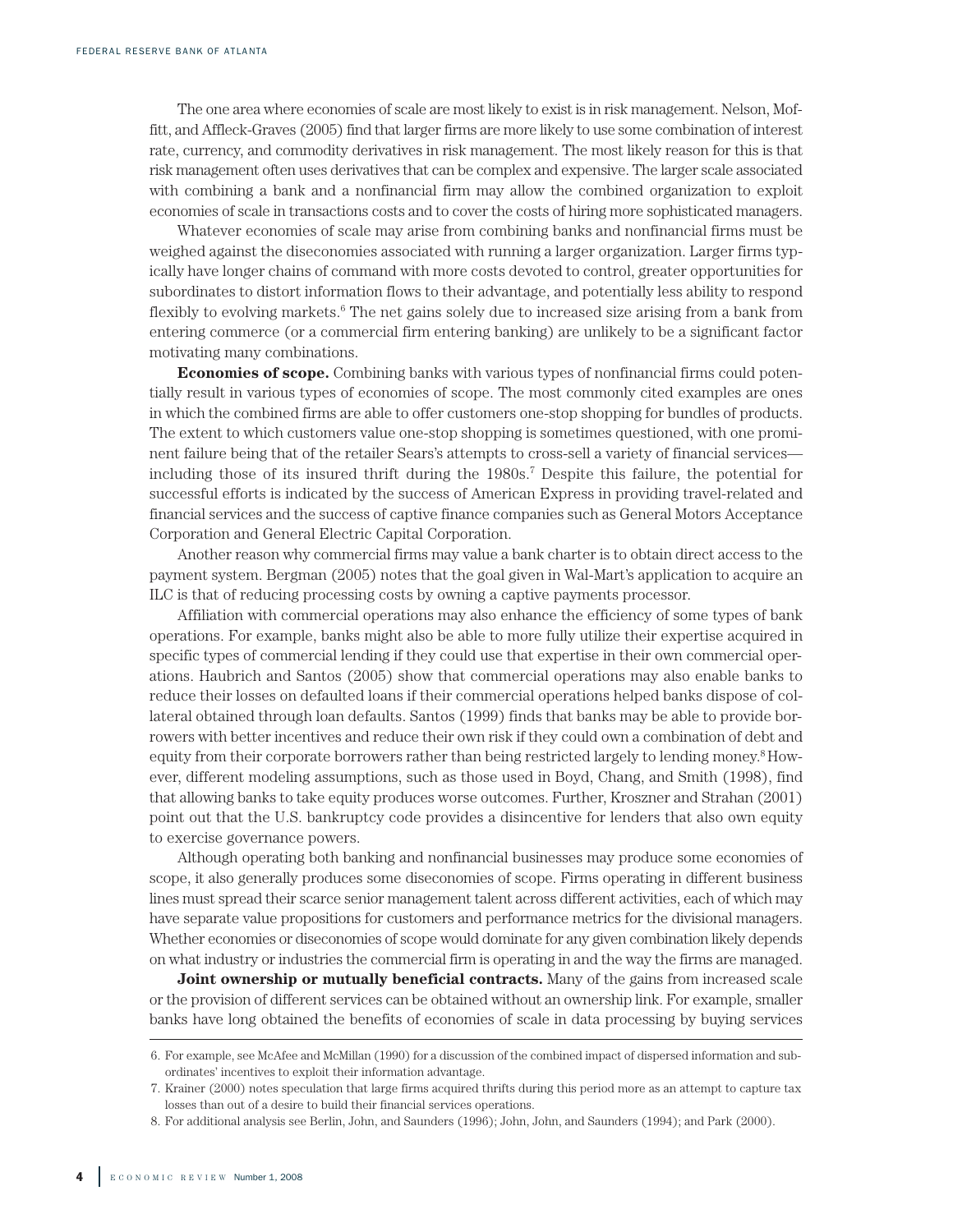The one area where economies of scale are most likely to exist is in risk management. Nelson, Moffitt, and Affleck-Graves (2005) find that larger firms are more likely to use some combination of interest rate, currency, and commodity derivatives in risk management. The most likely reason for this is that risk management often uses derivatives that can be complex and expensive. The larger scale associated with combining a bank and a nonfinancial firm may allow the combined organization to exploit economies of scale in transactions costs and to cover the costs of hiring more sophisticated managers.

Whatever economies of scale may arise from combining banks and nonfinancial firms must be weighed against the diseconomies associated with running a larger organization. Larger firms typically have longer chains of command with more costs devoted to control, greater opportunities for subordinates to distort information flows to their advantage, and potentially less ability to respond flexibly to evolving markets.[6] The net gains solely due to increased size arising from a bank from entering commerce (or a commercial firm entering banking) are unlikely to be a significant factor motivating many combinations.

**Economies of scope.** Combining banks with various types of nonfinancial firms could potentially result in various types of economies of scope. The most commonly cited examples are ones in which the combined firms are able to offer customers one-stop shopping for bundles of products. The extent to which customers value one-stop shopping is sometimes questioned, with one prominent failure being that of the retailer Sears's attempts to cross-sell a variety of financial services—including those of its insured thrift during the 1980s.[7] Despite this failure, the potential for successful efforts is indicated by the success of American Express in providing travel-related and financial services and the success of captive finance companies such as General Motors Acceptance Corporation and General Electric Capital Corporation.

Another reason why commercial firms may value a bank charter is to obtain direct access to the payment system. Bergman (2005) notes that the goal given in Wal-Mart's application to acquire an ILC is that of reducing processing costs by owning a captive payments processor.

Affiliation with commercial operations may also enhance the efficiency of some types of bank operations. For example, banks might also be able to more fully utilize their expertise acquired in specific types of commercial lending if they could use that expertise in their own commercial operations. Haubrich and Santos (2005) show that commercial operations may also enable banks to reduce their losses on defaulted loans if their commercial operations helped banks dispose of collateral obtained through loan defaults. Santos (1999) finds that banks may be able to provide borrowers with better incentives and reduce their own risk if they could own a combination of debt and equity from their corporate borrowers rather than being restricted largely to lending money.[8] However, different modeling assumptions, such as those used in Boyd, Chang, and Smith (1998), find that allowing banks to take equity produces worse outcomes. Further, Kroszner and Strahan (2001) point out that the U.S. bankruptcy code provides a disincentive for lenders that also own equity to exercise governance powers.

Although operating both banking and nonfinancial businesses may produce some economies of scope, it also generally produces some diseconomies of scope. Firms operating in different business lines must spread their scarce senior management talent across different activities, each of which may have separate value propositions for customers and performance metrics for the divisional managers. Whether economies or diseconomies of scope would dominate for any given combination likely depends on what industry or industries the commercial firm is operating in and the way the firms are managed.

**Joint ownership or mutually beneficial contracts.** Many of the gains from increased scale or the provision of different services can be obtained without an ownership link. For example, smaller banks have long obtained the benefits of economies of scale in data processing by buying services

6. For example, see McAfee and McMillan (1990) for a discussion of the combined impact of dispersed information and subordinates' incentives to exploit their information advantage.

7. Krainer (2000) notes speculation that large firms acquired thrifts during this period more as an attempt to capture tax losses than out of a desire to build their financial services operations.

8. For additional analysis see Berlin, John, and Saunders (1996); John, John, and Saunders (1994); and Park (2000).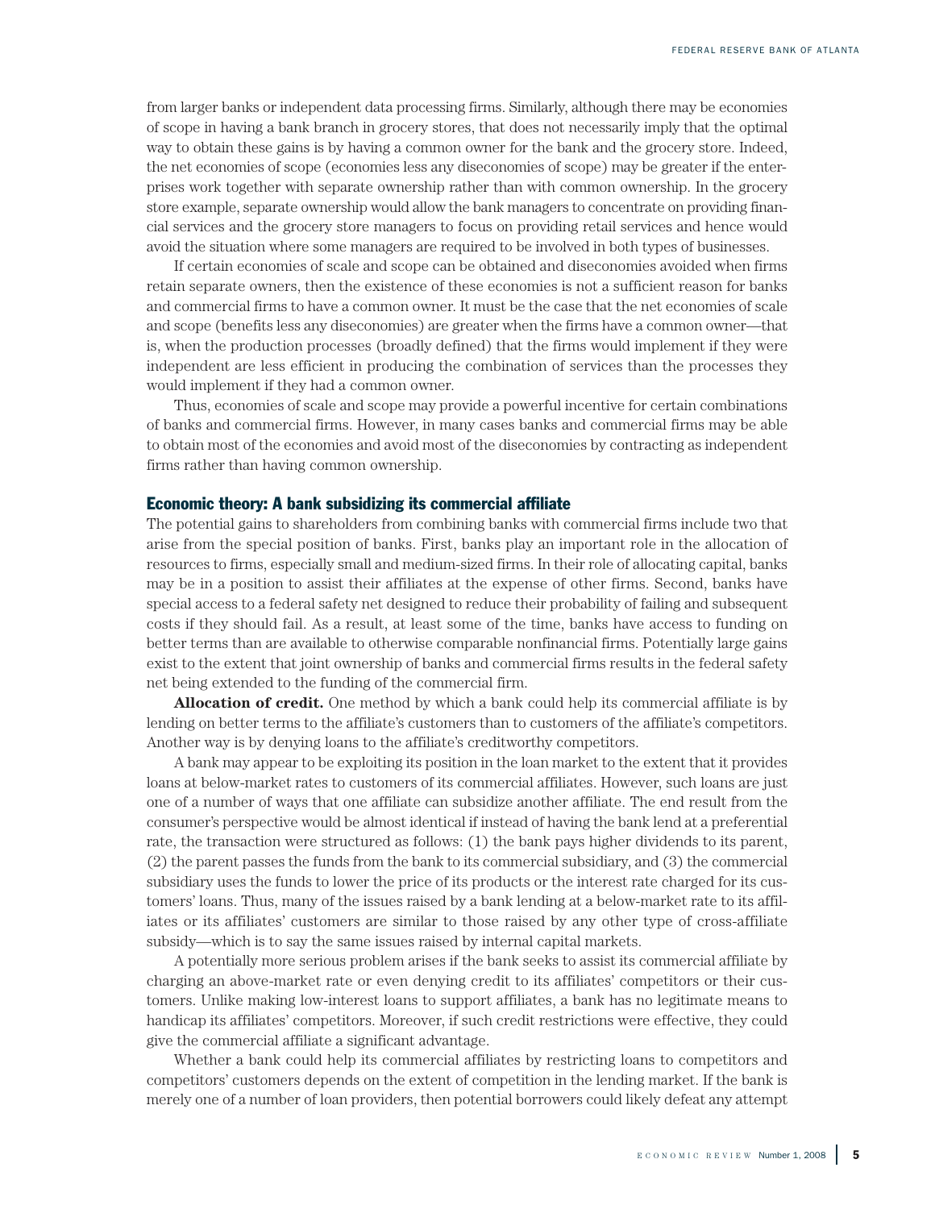from larger banks or independent data processing firms. Similarly, although there may be economies of scope in having a bank branch in grocery stores, that does not necessarily imply that the optimal way to obtain these gains is by having a common owner for the bank and the grocery store. Indeed, the net economies of scope (economies less any diseconomies of scope) may be greater if the enterprises work together with separate ownership rather than with common ownership. In the grocery store example, separate ownership would allow the bank managers to concentrate on providing financial services and the grocery store managers to focus on providing retail services and hence would avoid the situation where some managers are required to be involved in both types of businesses.

If certain economies of scale and scope can be obtained and diseconomies avoided when firms retain separate owners, then the existence of these economies is not a sufficient reason for banks and commercial firms to have a common owner. It must be the case that the net economies of scale and scope (benefits less any diseconomies) are greater when the firms have a common owner—that is, when the production processes (broadly defined) that the firms would implement if they were independent are less efficient in producing the combination of services than the processes they would implement if they had a common owner.

Thus, economies of scale and scope may provide a powerful incentive for certain combinations of banks and commercial firms. However, in many cases banks and commercial firms may be able to obtain most of the economies and avoid most of the diseconomies by contracting as independent firms rather than having common ownership.

## Economic theory: A bank subsidizing its commercial affiliate

The potential gains to shareholders from combining banks with commercial firms include two that arise from the special position of banks. First, banks play an important role in the allocation of resources to firms, especially small and medium-sized firms. In their role of allocating capital, banks may be in a position to assist their affiliates at the expense of other firms. Second, banks have special access to a federal safety net designed to reduce their probability of failing and subsequent costs if they should fail. As a result, at least some of the time, banks have access to funding on better terms than are available to otherwise comparable nonfinancial firms. Potentially large gains exist to the extent that joint ownership of banks and commercial firms results in the federal safety net being extended to the funding of the commercial firm.

**Allocation of credit.** One method by which a bank could help its commercial affiliate is by lending on better terms to the affiliate's customers than to customers of the affiliate's competitors. Another way is by denying loans to the affiliate's creditworthy competitors.

A bank may appear to be exploiting its position in the loan market to the extent that it provides loans at below-market rates to customers of its commercial affiliates. However, such loans are just one of a number of ways that one affiliate can subsidize another affiliate. The end result from the consumer's perspective would be almost identical if instead of having the bank lend at a preferential rate, the transaction were structured as follows: (1) the bank pays higher dividends to its parent, (2) the parent passes the funds from the bank to its commercial subsidiary, and (3) the commercial subsidiary uses the funds to lower the price of its products or the interest rate charged for its customers' loans. Thus, many of the issues raised by a bank lending at a below-market rate to its affiliates or its affiliates' customers are similar to those raised by any other type of cross-affiliate subsidy—which is to say the same issues raised by internal capital markets.

A potentially more serious problem arises if the bank seeks to assist its commercial affiliate by charging an above-market rate or even denying credit to its affiliates' competitors or their customers. Unlike making low-interest loans to support affiliates, a bank has no legitimate means to handicap its affiliates' competitors. Moreover, if such credit restrictions were effective, they could give the commercial affiliate a significant advantage.

Whether a bank could help its commercial affiliates by restricting loans to competitors and competitors' customers depends on the extent of competition in the lending market. If the bank is merely one of a number of loan providers, then potential borrowers could likely defeat any attempt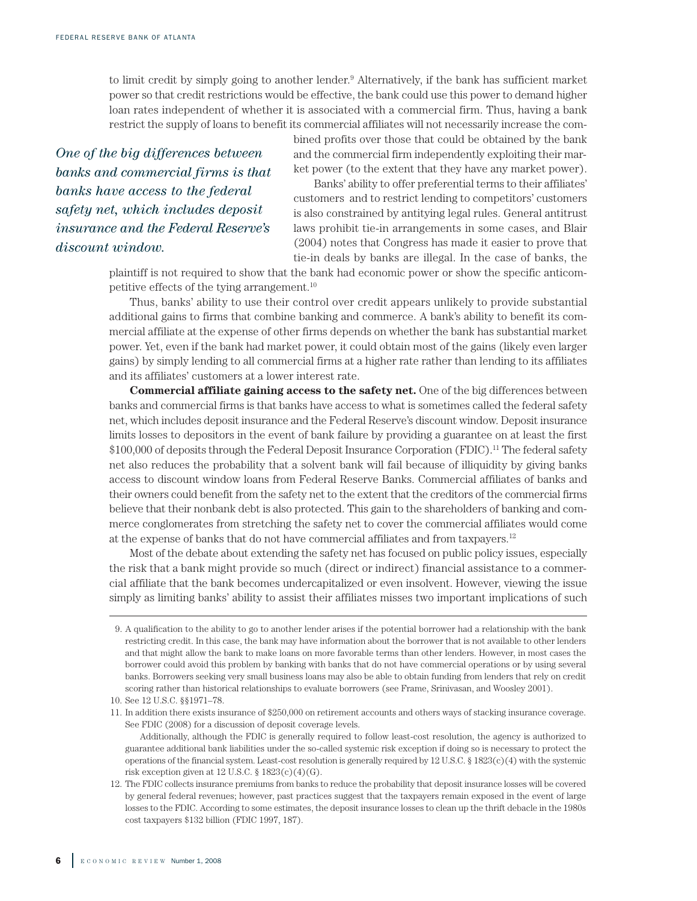to limit credit by simply going to another lender.[9] Alternatively, if the bank has sufficient market power so that credit restrictions would be effective, the bank could use this power to demand higher loan rates independent of whether it is associated with a commercial firm. Thus, having a bank restrict the supply of loans to benefit its commercial affiliates will not necessarily increase the combined profits over those that could be obtained by the bank and the commercial firm independently exploiting their market power (to the extent that they have any market power).

*One of the big differences between banks and commercial firms is that banks have access to the federal safety net, which includes deposit insurance and the Federal Reserve's discount window.*

Banks' ability to offer preferential terms to their affiliates' customers and to restrict lending to competitors' customers is also constrained by antitying legal rules. General antitrust laws prohibit tie-in arrangements in some cases, and Blair (2004) notes that Congress has made it easier to prove that tie-in deals by banks are illegal. In the case of banks, the plaintiff is not required to show that the bank had economic power or show the specific anticompetitive effects of the tying arrangement.[10]

Thus, banks' ability to use their control over credit appears unlikely to provide substantial additional gains to firms that combine banking and commerce. A bank's ability to benefit its commercial affiliate at the expense of other firms depends on whether the bank has substantial market power. Yet, even if the bank had market power, it could obtain most of the gains (likely even larger gains) by simply lending to all commercial firms at a higher rate rather than lending to its affiliates and its affiliates' customers at a lower interest rate.

**Commercial affiliate gaining access to the safety net.** One of the big differences between banks and commercial firms is that banks have access to what is sometimes called the federal safety net, which includes deposit insurance and the Federal Reserve's discount window. Deposit insurance limits losses to depositors in the event of bank failure by providing a guarantee on at least the first \$100,000 of deposits through the Federal Deposit Insurance Corporation (FDIC).[11] The federal safety net also reduces the probability that a solvent bank will fail because of illiquidity by giving banks access to discount window loans from Federal Reserve Banks. Commercial affiliates of banks and their owners could benefit from the safety net to the extent that the creditors of the commercial firms believe that their nonbank debt is also protected. This gain to the shareholders of banking and commerce conglomerates from stretching the safety net to cover the commercial affiliates would come at the expense of banks that do not have commercial affiliates and from taxpayers.[12]

Most of the debate about extending the safety net has focused on public policy issues, especially the risk that a bank might provide so much (direct or indirect) financial assistance to a commercial affiliate that the bank becomes undercapitalized or even insolvent. However, viewing the issue simply as limiting banks' ability to assist their affiliates misses two important implications of such

---

9. A qualification to the ability to go to another lender arises if the potential borrower had a relationship with the bank restricting credit. In this case, the bank may have information about the borrower that is not available to other lenders and that might allow the bank to make loans on more favorable terms than other lenders. However, in most cases the borrower could avoid this problem by banking with banks that do not have commercial operations or by using several banks. Borrowers seeking very small business loans may also be able to obtain funding from lenders that rely on credit scoring rather than historical relationships to evaluate borrowers (see Frame, Srinivasan, and Woosley 2001).

10. See 12 U.S.C. §§1971–78.

11. In addition there exists insurance of \$250,000 on retirement accounts and others ways of stacking insurance coverage. See FDIC (2008) for a discussion of deposit coverage levels.

    Additionally, although the FDIC is generally required to follow least-cost resolution, the agency is authorized to guarantee additional bank liabilities under the so-called systemic risk exception if doing so is necessary to protect the operations of the financial system. Least-cost resolution is generally required by 12 U.S.C. § 1823(c)(4) with the systemic risk exception given at 12 U.S.C. § 1823(c)(4)(G).

12. The FDIC collects insurance premiums from banks to reduce the probability that deposit insurance losses will be covered by general federal revenues; however, past practices suggest that the taxpayers remain exposed in the event of large losses to the FDIC. According to some estimates, the deposit insurance losses to clean up the thrift debacle in the 1980s cost taxpayers \$132 billion (FDIC 1997, 187).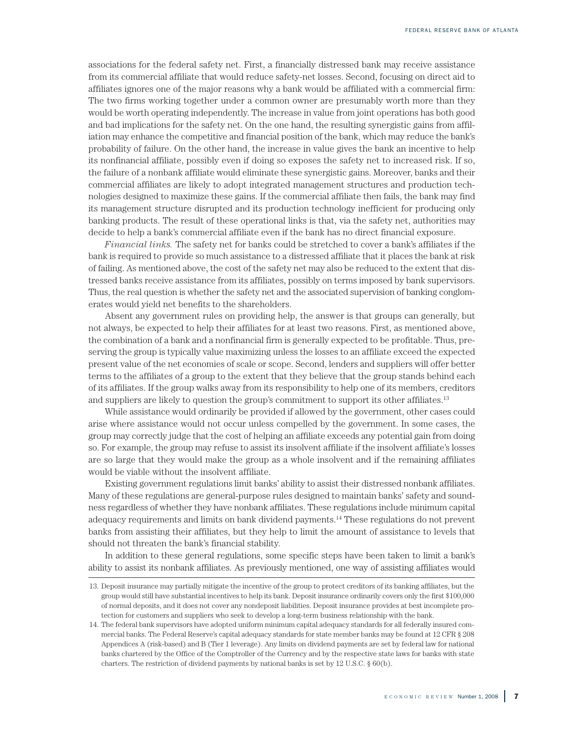associations for the federal safety net. First, a financially distressed bank may receive assistance from its commercial affiliate that would reduce safety-net losses. Second, focusing on direct aid to affiliates ignores one of the major reasons why a bank would be affiliated with a commercial firm: The two firms working together under a common owner are presumably worth more than they would be worth operating independently. The increase in value from joint operations has both good and bad implications for the safety net. On the one hand, the resulting synergistic gains from affiliation may enhance the competitive and financial position of the bank, which may reduce the bank's probability of failure. On the other hand, the increase in value gives the bank an incentive to help its nonfinancial affiliate, possibly even if doing so exposes the safety net to increased risk. If so, the failure of a nonbank affiliate would eliminate these synergistic gains. Moreover, banks and their commercial affiliates are likely to adopt integrated management structures and production technologies designed to maximize these gains. If the commercial affiliate then fails, the bank may find its management structure disrupted and its production technology inefficient for producing only banking products. The result of these operational links is that, via the safety net, authorities may decide to help a bank's commercial affiliate even if the bank has no direct financial exposure.

*Financial links.* The safety net for banks could be stretched to cover a bank's affiliates if the bank is required to provide so much assistance to a distressed affiliate that it places the bank at risk of failing. As mentioned above, the cost of the safety net may also be reduced to the extent that distressed banks receive assistance from its affiliates, possibly on terms imposed by bank supervisors. Thus, the real question is whether the safety net and the associated supervision of banking conglomerates would yield net benefits to the shareholders.

Absent any government rules on providing help, the answer is that groups can generally, but not always, be expected to help their affiliates for at least two reasons. First, as mentioned above, the combination of a bank and a nonfinancial firm is generally expected to be profitable. Thus, preserving the group is typically value maximizing unless the losses to an affiliate exceed the expected present value of the net economies of scale or scope. Second, lenders and suppliers will offer better terms to the affiliates of a group to the extent that they believe that the group stands behind each of its affiliates. If the group walks away from its responsibility to help one of its members, creditors and suppliers are likely to question the group's commitment to support its other affiliates.[13]

While assistance would ordinarily be provided if allowed by the government, other cases could arise where assistance would not occur unless compelled by the government. In some cases, the group may correctly judge that the cost of helping an affiliate exceeds any potential gain from doing so. For example, the group may refuse to assist its insolvent affiliate if the insolvent affiliate's losses are so large that they would make the group as a whole insolvent and if the remaining affiliates would be viable without the insolvent affiliate.

Existing government regulations limit banks' ability to assist their distressed nonbank affiliates. Many of these regulations are general-purpose rules designed to maintain banks' safety and soundness regardless of whether they have nonbank affiliates. These regulations include minimum capital adequacy requirements and limits on bank dividend payments.[14] These regulations do not prevent banks from assisting their affiliates, but they help to limit the amount of assistance to levels that should not threaten the bank's financial stability.

In addition to these general regulations, some specific steps have been taken to limit a bank's ability to assist its nonbank affiliates. As previously mentioned, one way of assisting affiliates would

13. Deposit insurance may partially mitigate the incentive of the group to protect creditors of its banking affiliates, but the group would still have substantial incentives to help its bank. Deposit insurance ordinarily covers only the first $100,000 of normal deposits, and it does not cover any nondeposit liabilities. Deposit insurance provides at best incomplete protection for customers and suppliers who seek to develop a long-term business relationship with the bank.

14. The federal bank supervisors have adopted uniform minimum capital adequacy standards for all federally insured commercial banks. The Federal Reserve's capital adequacy standards for state member banks may be found at 12 CFR § 208 Appendices A (risk-based) and B (Tier 1 leverage). Any limits on dividend payments are set by federal law for national banks chartered by the Office of the Comptroller of the Currency and by the respective state laws for banks with state charters. The restriction of dividend payments by national banks is set by 12 U.S.C. § 60(b).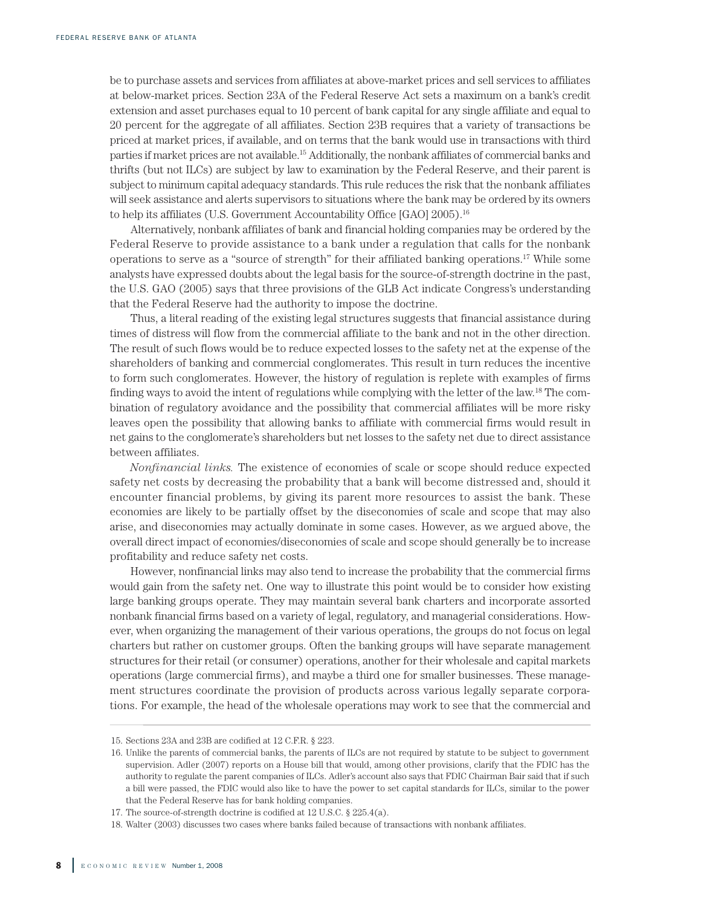be to purchase assets and services from affiliates at above-market prices and sell services to affiliates at below-market prices. Section 23A of the Federal Reserve Act sets a maximum on a bank's credit extension and asset purchases equal to 10 percent of bank capital for any single affiliate and equal to 20 percent for the aggregate of all affiliates. Section 23B requires that a variety of transactions be priced at market prices, if available, and on terms that the bank would use in transactions with third parties if market prices are not available.[15] Additionally, the nonbank affiliates of commercial banks and thrifts (but not ILCs) are subject by law to examination by the Federal Reserve, and their parent is subject to minimum capital adequacy standards. This rule reduces the risk that the nonbank affiliates will seek assistance and alerts supervisors to situations where the bank may be ordered by its owners to help its affiliates (U.S. Government Accountability Office [GAO] 2005).[16]

Alternatively, nonbank affiliates of bank and financial holding companies may be ordered by the Federal Reserve to provide assistance to a bank under a regulation that calls for the nonbank operations to serve as a "source of strength" for their affiliated banking operations.[17] While some analysts have expressed doubts about the legal basis for the source-of-strength doctrine in the past, the U.S. GAO (2005) says that three provisions of the GLB Act indicate Congress's understanding that the Federal Reserve had the authority to impose the doctrine.

Thus, a literal reading of the existing legal structures suggests that financial assistance during times of distress will flow from the commercial affiliate to the bank and not in the other direction. The result of such flows would be to reduce expected losses to the safety net at the expense of the shareholders of banking and commercial conglomerates. This result in turn reduces the incentive to form such conglomerates. However, the history of regulation is replete with examples of firms finding ways to avoid the intent of regulations while complying with the letter of the law.[18] The combination of regulatory avoidance and the possibility that commercial affiliates will be more risky leaves open the possibility that allowing banks to affiliate with commercial firms would result in net gains to the conglomerate's shareholders but net losses to the safety net due to direct assistance between affiliates.

*Nonfinancial links.* The existence of economies of scale or scope should reduce expected safety net costs by decreasing the probability that a bank will become distressed and, should it encounter financial problems, by giving its parent more resources to assist the bank. These economies are likely to be partially offset by the diseconomies of scale and scope that may also arise, and diseconomies may actually dominate in some cases. However, as we argued above, the overall direct impact of economies/diseconomies of scale and scope should generally be to increase profitability and reduce safety net costs.

However, nonfinancial links may also tend to increase the probability that the commercial firms would gain from the safety net. One way to illustrate this point would be to consider how existing large banking groups operate. They may maintain several bank charters and incorporate assorted nonbank financial firms based on a variety of legal, regulatory, and managerial considerations. However, when organizing the management of their various operations, the groups do not focus on legal charters but rather on customer groups. Often the banking groups will have separate management structures for their retail (or consumer) operations, another for their wholesale and capital markets operations (large commercial firms), and maybe a third one for smaller businesses. These management structures coordinate the provision of products across various legally separate corporations. For example, the head of the wholesale operations may work to see that the commercial and

---

15. Sections 23A and 23B are codified at 12 C.F.R. § 223.

16. Unlike the parents of commercial banks, the parents of ILCs are not required by statute to be subject to government supervision. Adler (2007) reports on a House bill that would, among other provisions, clarify that the FDIC has the authority to regulate the parent companies of ILCs. Adler's account also says that FDIC Chairman Bair said that if such a bill were passed, the FDIC would also like to have the power to set capital standards for ILCs, similar to the power that the Federal Reserve has for bank holding companies.

17. The source-of-strength doctrine is codified at 12 U.S.C. § 225.4(a).

18. Walter (2003) discusses two cases where banks failed because of transactions with nonbank affiliates.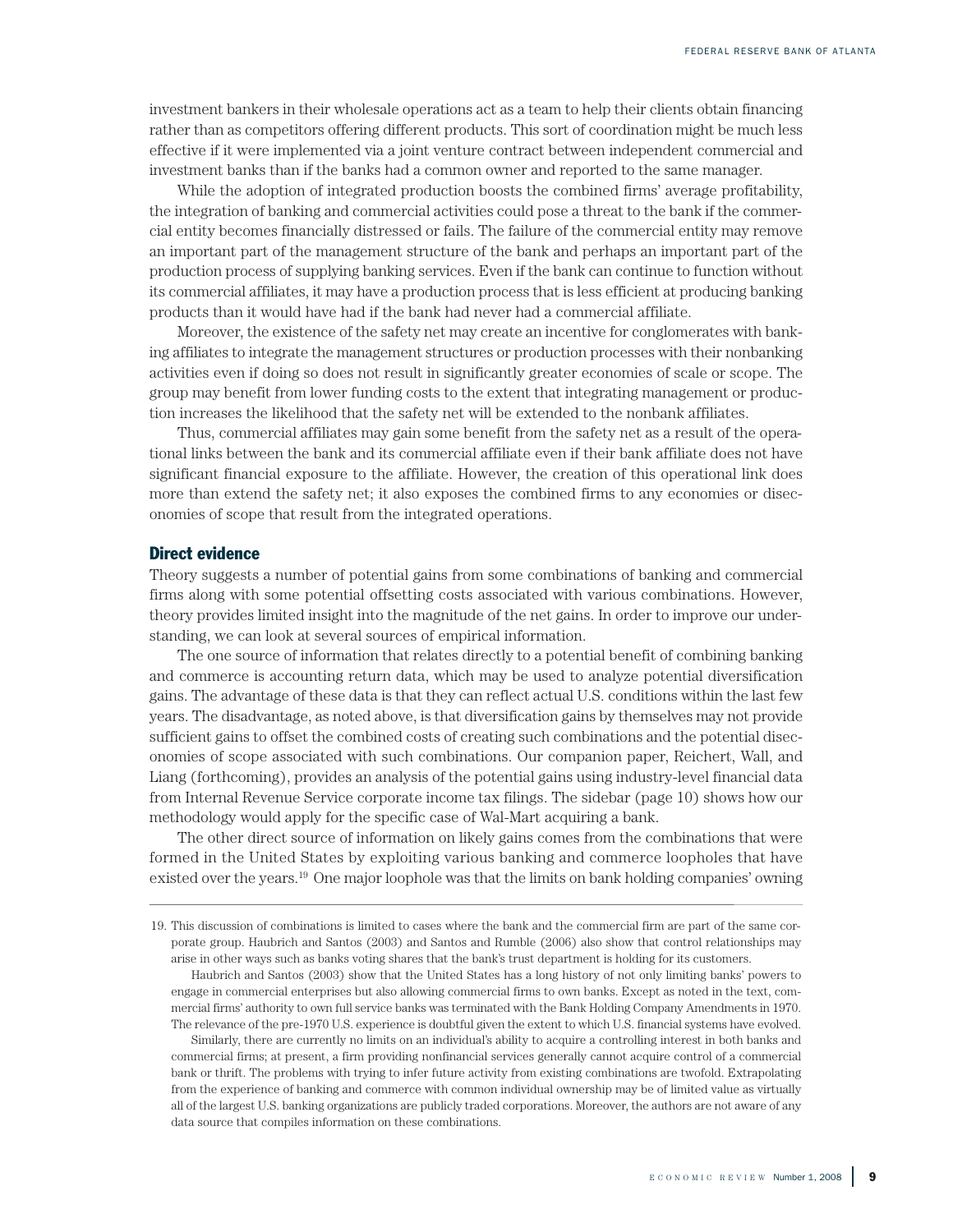investment bankers in their wholesale operations act as a team to help their clients obtain financing rather than as competitors offering different products. This sort of coordination might be much less effective if it were implemented via a joint venture contract between independent commercial and investment banks than if the banks had a common owner and reported to the same manager.

While the adoption of integrated production boosts the combined firms' average profitability, the integration of banking and commercial activities could pose a threat to the bank if the commercial entity becomes financially distressed or fails. The failure of the commercial entity may remove an important part of the management structure of the bank and perhaps an important part of the production process of supplying banking services. Even if the bank can continue to function without its commercial affiliates, it may have a production process that is less efficient at producing banking products than it would have had if the bank had never had a commercial affiliate.

Moreover, the existence of the safety net may create an incentive for conglomerates with banking affiliates to integrate the management structures or production processes with their nonbanking activities even if doing so does not result in significantly greater economies of scale or scope. The group may benefit from lower funding costs to the extent that integrating management or production increases the likelihood that the safety net will be extended to the nonbank affiliates.

Thus, commercial affiliates may gain some benefit from the safety net as a result of the operational links between the bank and its commercial affiliate even if their bank affiliate does not have significant financial exposure to the affiliate. However, the creation of this operational link does more than extend the safety net; it also exposes the combined firms to any economies or diseconomies of scope that result from the integrated operations.

## Direct evidence

Theory suggests a number of potential gains from some combinations of banking and commercial firms along with some potential offsetting costs associated with various combinations. However, theory provides limited insight into the magnitude of the net gains. In order to improve our understanding, we can look at several sources of empirical information.

The one source of information that relates directly to a potential benefit of combining banking and commerce is accounting return data, which may be used to analyze potential diversification gains. The advantage of these data is that they can reflect actual U.S. conditions within the last few years. The disadvantage, as noted above, is that diversification gains by themselves may not provide sufficient gains to offset the combined costs of creating such combinations and the potential diseconomies of scope associated with such combinations. Our companion paper, Reichert, Wall, and Liang (forthcoming), provides an analysis of the potential gains using industry-level financial data from Internal Revenue Service corporate income tax filings. The sidebar (page 10) shows how our methodology would apply for the specific case of Wal-Mart acquiring a bank.

The other direct source of information on likely gains comes from the combinations that were formed in the United States by exploiting various banking and commerce loopholes that have existed over the years.[19] One major loophole was that the limits on bank holding companies' owning

---

19. This discussion of combinations is limited to cases where the bank and the commercial firm are part of the same corporate group. Haubrich and Santos (2003) and Santos and Rumble (2006) also show that control relationships may arise in other ways such as banks voting shares that the bank's trust department is holding for its customers.

Haubrich and Santos (2003) show that the United States has a long history of not only limiting banks' powers to engage in commercial enterprises but also allowing commercial firms to own banks. Except as noted in the text, commercial firms' authority to own full service banks was terminated with the Bank Holding Company Amendments in 1970. The relevance of the pre-1970 U.S. experience is doubtful given the extent to which U.S. financial systems have evolved.

Similarly, there are currently no limits on an individual's ability to acquire a controlling interest in both banks and commercial firms; at present, a firm providing nonfinancial services generally cannot acquire control of a commercial bank or thrift. The problems with trying to infer future activity from existing combinations are twofold. Extrapolating from the experience of banking and commerce with common individual ownership may be of limited value as virtually all of the largest U.S. banking organizations are publicly traded corporations. Moreover, the authors are not aware of any data source that compiles information on these combinations.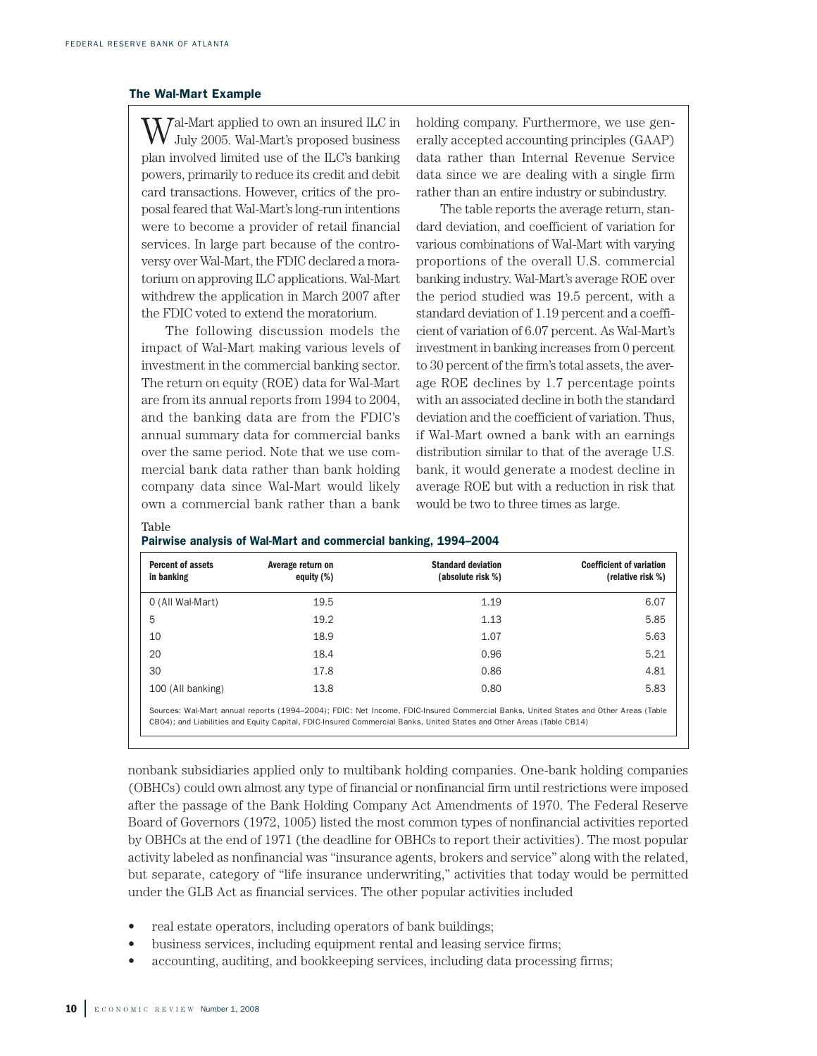### The Wal-Mart Example

Wal-Mart applied to own an insured ILC in July 2005. Wal-Mart's proposed business plan involved limited use of the ILC's banking powers, primarily to reduce its credit and debit card transactions. However, critics of the proposal feared that Wal-Mart's long-run intentions were to become a provider of retail financial services. In large part because of the controversy over Wal-Mart, the FDIC declared a moratorium on approving ILC applications. Wal-Mart withdrew the application in March 2007 after the FDIC voted to extend the moratorium.

The following discussion models the impact of Wal-Mart making various levels of investment in the commercial banking sector. The return on equity (ROE) data for Wal-Mart are from its annual reports from 1994 to 2004, and the banking data are from the FDIC's annual summary data for commercial banks over the same period. Note that we use commercial bank data rather than bank holding company data since Wal-Mart would likely own a commercial bank rather than a bank holding company. Furthermore, we use generally accepted accounting principles (GAAP) data rather than Internal Revenue Service data since we are dealing with a single firm rather than an entire industry or subindustry.

The table reports the average return, standard deviation, and coefficient of variation for various combinations of Wal-Mart with varying proportions of the overall U.S. commercial banking industry. Wal-Mart's average ROE over the period studied was 19.5 percent, with a standard deviation of 1.19 percent and a coefficient of variation of 6.07 percent. As Wal-Mart's investment in banking increases from 0 percent to 30 percent of the firm's total assets, the average ROE declines by 1.7 percentage points with an associated decline in both the standard deviation and the coefficient of variation. Thus, if Wal-Mart owned a bank with an earnings distribution similar to that of the average U.S. bank, it would generate a modest decline in average ROE but with a reduction in risk that would be two to three times as large.

Table

**Pairwise analysis of Wal-Mart and commercial banking, 1994–2004**

| Percent of assets in banking | Average return on equity (%) | Standard deviation (absolute risk %) | Coefficient of variation (relative risk %) |
|---|---|---|---|
| 0 (All Wal-Mart) | 19.5 | 1.19 | 6.07 |
| 5 | 19.2 | 1.13 | 5.85 |
| 10 | 18.9 | 1.07 | 5.63 |
| 20 | 18.4 | 0.96 | 5.21 |
| 30 | 17.8 | 0.86 | 4.81 |
| 100 (All banking) | 13.8 | 0.80 | 5.83 |

Sources: Wal-Mart annual reports (1994–2004); FDIC: Net Income, FDIC-Insured Commercial Banks, United States and Other Areas (Table CB04); and Liabilities and Equity Capital, FDIC-Insured Commercial Banks, United States and Other Areas (Table CB14)

nonbank subsidiaries applied only to multibank holding companies. One-bank holding companies (OBHCs) could own almost any type of financial or nonfinancial firm until restrictions were imposed after the passage of the Bank Holding Company Act Amendments of 1970. The Federal Reserve Board of Governors (1972, 1005) listed the most common types of nonfinancial activities reported by OBHCs at the end of 1971 (the deadline for OBHCs to report their activities). The most popular activity labeled as nonfinancial was "insurance agents, brokers and service" along with the related, but separate, category of "life insurance underwriting," activities that today would be permitted under the GLB Act as financial services. The other popular activities included

- real estate operators, including operators of bank buildings;
- business services, including equipment rental and leasing service firms;
- accounting, auditing, and bookkeeping services, including data processing firms;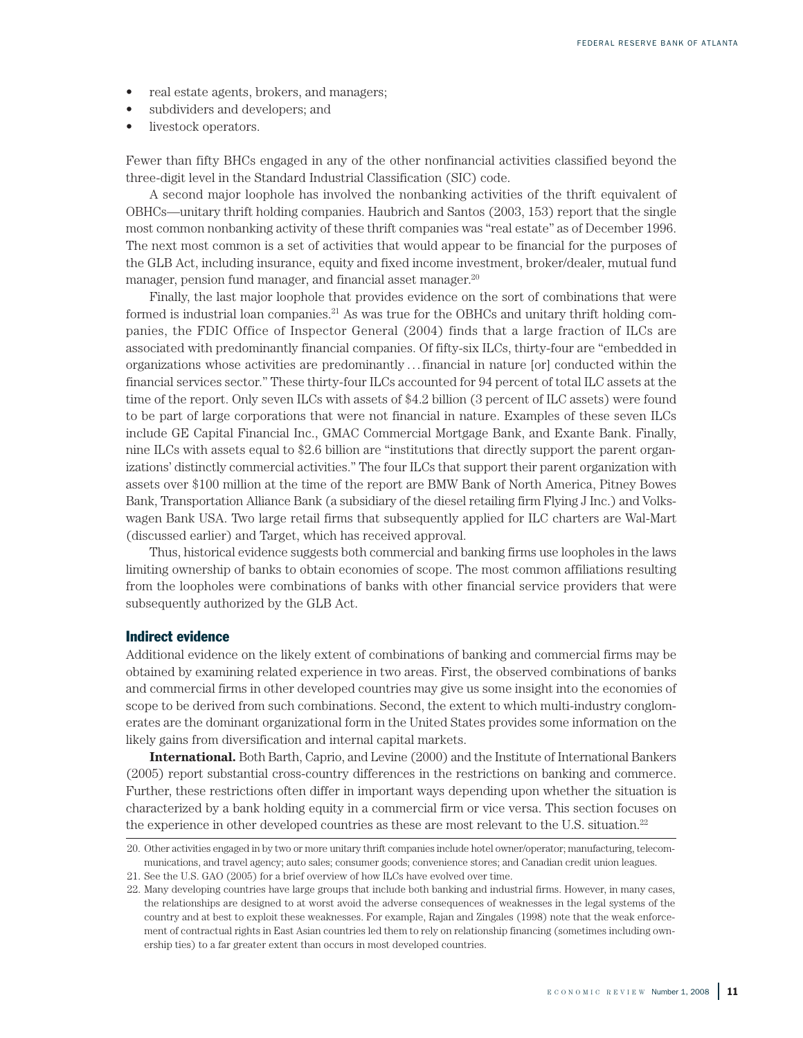- real estate agents, brokers, and managers;
- subdividers and developers; and
- livestock operators.

Fewer than fifty BHCs engaged in any of the other nonfinancial activities classified beyond the three-digit level in the Standard Industrial Classification (SIC) code.

A second major loophole has involved the nonbanking activities of the thrift equivalent of OBHCs—unitary thrift holding companies. Haubrich and Santos (2003, 153) report that the single most common nonbanking activity of these thrift companies was "real estate" as of December 1996. The next most common is a set of activities that would appear to be financial for the purposes of the GLB Act, including insurance, equity and fixed income investment, broker/dealer, mutual fund manager, pension fund manager, and financial asset manager.[20]

Finally, the last major loophole that provides evidence on the sort of combinations that were formed is industrial loan companies.[21] As was true for the OBHCs and unitary thrift holding companies, the FDIC Office of Inspector General (2004) finds that a large fraction of ILCs are associated with predominantly financial companies. Of fifty-six ILCs, thirty-four are "embedded in organizations whose activities are predominantly . . . financial in nature [or] conducted within the financial services sector." These thirty-four ILCs accounted for 94 percent of total ILC assets at the time of the report. Only seven ILCs with assets of $4.2 billion (3 percent of ILC assets) were found to be part of large corporations that were not financial in nature. Examples of these seven ILCs include GE Capital Financial Inc., GMAC Commercial Mortgage Bank, and Exante Bank. Finally, nine ILCs with assets equal to $2.6 billion are "institutions that directly support the parent organizations' distinctly commercial activities." The four ILCs that support their parent organization with assets over $100 million at the time of the report are BMW Bank of North America, Pitney Bowes Bank, Transportation Alliance Bank (a subsidiary of the diesel retailing firm Flying J Inc.) and Volkswagen Bank USA. Two large retail firms that subsequently applied for ILC charters are Wal-Mart (discussed earlier) and Target, which has received approval.

Thus, historical evidence suggests both commercial and banking firms use loopholes in the laws limiting ownership of banks to obtain economies of scope. The most common affiliations resulting from the loopholes were combinations of banks with other financial service providers that were subsequently authorized by the GLB Act.

## Indirect evidence

Additional evidence on the likely extent of combinations of banking and commercial firms may be obtained by examining related experience in two areas. First, the observed combinations of banks and commercial firms in other developed countries may give us some insight into the economies of scope to be derived from such combinations. Second, the extent to which multi-industry conglomerates are the dominant organizational form in the United States provides some information on the likely gains from diversification and internal capital markets.

**International.** Both Barth, Caprio, and Levine (2000) and the Institute of International Bankers (2005) report substantial cross-country differences in the restrictions on banking and commerce. Further, these restrictions often differ in important ways depending upon whether the situation is characterized by a bank holding equity in a commercial firm or vice versa. This section focuses on the experience in other developed countries as these are most relevant to the U.S. situation.[22]

20. Other activities engaged in by two or more unitary thrift companies include hotel owner/operator; manufacturing, telecommunications, and travel agency; auto sales; consumer goods; convenience stores; and Canadian credit union leagues.

21. See the U.S. GAO (2005) for a brief overview of how ILCs have evolved over time.

22. Many developing countries have large groups that include both banking and industrial firms. However, in many cases, the relationships are designed to at worst avoid the adverse consequences of weaknesses in the legal systems of the country and at best to exploit these weaknesses. For example, Rajan and Zingales (1998) note that the weak enforcement of contractual rights in East Asian countries led them to rely on relationship financing (sometimes including ownership ties) to a far greater extent than occurs in most developed countries.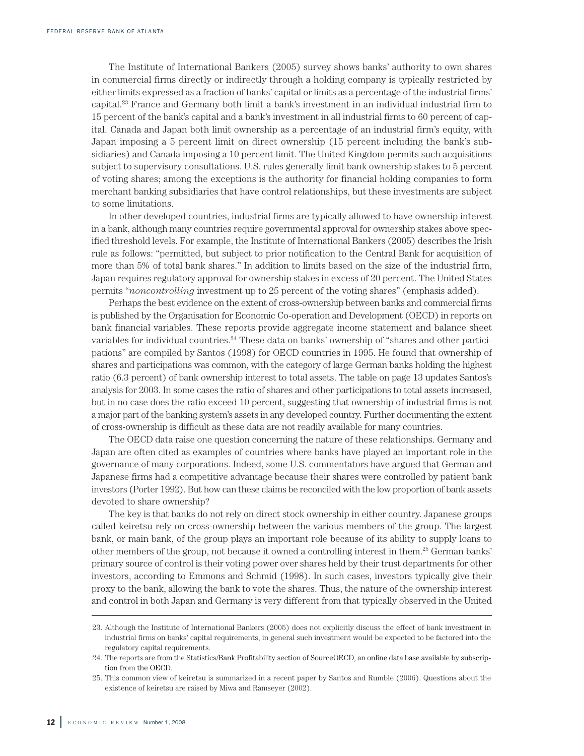The Institute of International Bankers (2005) survey shows banks' authority to own shares in commercial firms directly or indirectly through a holding company is typically restricted by either limits expressed as a fraction of banks' capital or limits as a percentage of the industrial firms' capital.[23] France and Germany both limit a bank's investment in an individual industrial firm to 15 percent of the bank's capital and a bank's investment in all industrial firms to 60 percent of capital. Canada and Japan both limit ownership as a percentage of an industrial firm's equity, with Japan imposing a 5 percent limit on direct ownership (15 percent including the bank's subsidiaries) and Canada imposing a 10 percent limit. The United Kingdom permits such acquisitions subject to supervisory consultations. U.S. rules generally limit bank ownership stakes to 5 percent of voting shares; among the exceptions is the authority for financial holding companies to form merchant banking subsidiaries that have control relationships, but these investments are subject to some limitations.

In other developed countries, industrial firms are typically allowed to have ownership interest in a bank, although many countries require governmental approval for ownership stakes above specified threshold levels. For example, the Institute of International Bankers (2005) describes the Irish rule as follows: "permitted, but subject to prior notification to the Central Bank for acquisition of more than 5% of total bank shares." In addition to limits based on the size of the industrial firm, Japan requires regulatory approval for ownership stakes in excess of 20 percent. The United States permits "*noncontrolling* investment up to 25 percent of the voting shares" (emphasis added).

Perhaps the best evidence on the extent of cross-ownership between banks and commercial firms is published by the Organisation for Economic Co-operation and Development (OECD) in reports on bank financial variables. These reports provide aggregate income statement and balance sheet variables for individual countries.[24] These data on banks' ownership of "shares and other participations" are compiled by Santos (1998) for OECD countries in 1995. He found that ownership of shares and participations was common, with the category of large German banks holding the highest ratio (6.3 percent) of bank ownership interest to total assets. The table on page 13 updates Santos's analysis for 2003. In some cases the ratio of shares and other participations to total assets increased, but in no case does the ratio exceed 10 percent, suggesting that ownership of industrial firms is not a major part of the banking system's assets in any developed country. Further documenting the extent of cross-ownership is difficult as these data are not readily available for many countries.

The OECD data raise one question concerning the nature of these relationships. Germany and Japan are often cited as examples of countries where banks have played an important role in the governance of many corporations. Indeed, some U.S. commentators have argued that German and Japanese firms had a competitive advantage because their shares were controlled by patient bank investors (Porter 1992). But how can these claims be reconciled with the low proportion of bank assets devoted to share ownership?

The key is that banks do not rely on direct stock ownership in either country. Japanese groups called keiretsu rely on cross-ownership between the various members of the group. The largest bank, or main bank, of the group plays an important role because of its ability to supply loans to other members of the group, not because it owned a controlling interest in them.[25] German banks' primary source of control is their voting power over shares held by their trust departments for other investors, according to Emmons and Schmid (1998). In such cases, investors typically give their proxy to the bank, allowing the bank to vote the shares. Thus, the nature of the ownership interest and control in both Japan and Germany is very different from that typically observed in the United

---

23. Although the Institute of International Bankers (2005) does not explicitly discuss the effect of bank investment in industrial firms on banks' capital requirements, in general such investment would be expected to be factored into the regulatory capital requirements.

24. The reports are from the Statistics/Bank Profitability section of SourceOECD, an online data base available by subscription from the OECD.

25. This common view of keiretsu is summarized in a recent paper by Santos and Rumble (2006). Questions about the existence of keiretsu are raised by Miwa and Ramseyer (2002).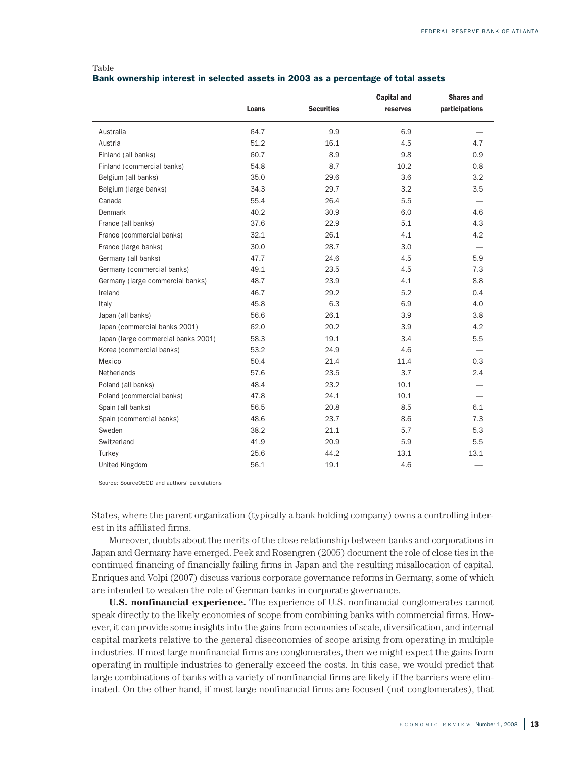Table

**Bank ownership interest in selected assets in 2003 as a percentage of total assets**

| | Loans | Securities | Capital and reserves | Shares and participations |
|---|---|---|---|---|
| Australia | 64.7 | 9.9 | 6.9 | — |
| Austria | 51.2 | 16.1 | 4.5 | 4.7 |
| Finland (all banks) | 60.7 | 8.9 | 9.8 | 0.9 |
| Finland (commercial banks) | 54.8 | 8.7 | 10.2 | 0.8 |
| Belgium (all banks) | 35.0 | 29.6 | 3.6 | 3.2 |
| Belgium (large banks) | 34.3 | 29.7 | 3.2 | 3.5 |
| Canada | 55.4 | 26.4 | 5.5 | — |
| Denmark | 40.2 | 30.9 | 6.0 | 4.6 |
| France (all banks) | 37.6 | 22.9 | 5.1 | 4.3 |
| France (commercial banks) | 32.1 | 26.1 | 4.1 | 4.2 |
| France (large banks) | 30.0 | 28.7 | 3.0 | — |
| Germany (all banks) | 47.7 | 24.6 | 4.5 | 5.9 |
| Germany (commercial banks) | 49.1 | 23.5 | 4.5 | 7.3 |
| Germany (large commercial banks) | 48.7 | 23.9 | 4.1 | 8.8 |
| Ireland | 46.7 | 29.2 | 5.2 | 0.4 |
| Italy | 45.8 | 6.3 | 6.9 | 4.0 |
| Japan (all banks) | 56.6 | 26.1 | 3.9 | 3.8 |
| Japan (commercial banks 2001) | 62.0 | 20.2 | 3.9 | 4.2 |
| Japan (large commercial banks 2001) | 58.3 | 19.1 | 3.4 | 5.5 |
| Korea (commercial banks) | 53.2 | 24.9 | 4.6 | — |
| Mexico | 50.4 | 21.4 | 11.4 | 0.3 |
| Netherlands | 57.6 | 23.5 | 3.7 | 2.4 |
| Poland (all banks) | 48.4 | 23.2 | 10.1 | — |
| Poland (commercial banks) | 47.8 | 24.1 | 10.1 | — |
| Spain (all banks) | 56.5 | 20.8 | 8.5 | 6.1 |
| Spain (commercial banks) | 48.6 | 23.7 | 8.6 | 7.3 |
| Sweden | 38.2 | 21.1 | 5.7 | 5.3 |
| Switzerland | 41.9 | 20.9 | 5.9 | 5.5 |
| Turkey | 25.6 | 44.2 | 13.1 | 13.1 |
| United Kingdom | 56.1 | 19.1 | 4.6 | — |

Source: SourceOECD and authors' calculations

States, where the parent organization (typically a bank holding company) owns a controlling interest in its affiliated firms.

Moreover, doubts about the merits of the close relationship between banks and corporations in Japan and Germany have emerged. Peek and Rosengren (2005) document the role of close ties in the continued financing of financially failing firms in Japan and the resulting misallocation of capital. Enriques and Volpi (2007) discuss various corporate governance reforms in Germany, some of which are intended to weaken the role of German banks in corporate governance.

**U.S. nonfinancial experience.** The experience of U.S. nonfinancial conglomerates cannot speak directly to the likely economies of scope from combining banks with commercial firms. However, it can provide some insights into the gains from economies of scale, diversification, and internal capital markets relative to the general diseconomies of scope arising from operating in multiple industries. If most large nonfinancial firms are conglomerates, then we might expect the gains from operating in multiple industries to generally exceed the costs. In this case, we would predict that large combinations of banks with a variety of nonfinancial firms are likely if the barriers were eliminated. On the other hand, if most large nonfinancial firms are focused (not conglomerates), that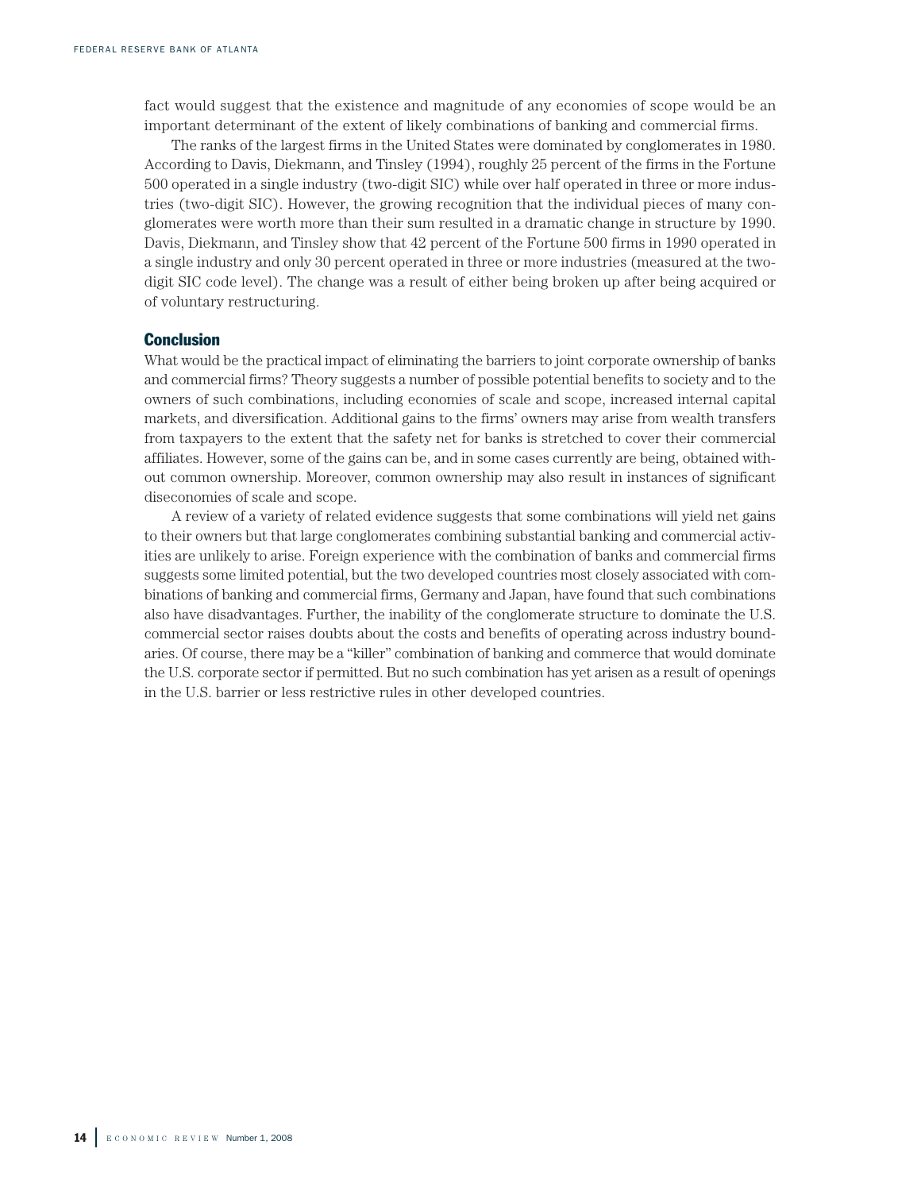fact would suggest that the existence and magnitude of any economies of scope would be an important determinant of the extent of likely combinations of banking and commercial firms.

The ranks of the largest firms in the United States were dominated by conglomerates in 1980. According to Davis, Diekmann, and Tinsley (1994), roughly 25 percent of the firms in the Fortune 500 operated in a single industry (two-digit SIC) while over half operated in three or more industries (two-digit SIC). However, the growing recognition that the individual pieces of many conglomerates were worth more than their sum resulted in a dramatic change in structure by 1990. Davis, Diekmann, and Tinsley show that 42 percent of the Fortune 500 firms in 1990 operated in a single industry and only 30 percent operated in three or more industries (measured at the two-digit SIC code level). The change was a result of either being broken up after being acquired or of voluntary restructuring.

## Conclusion

What would be the practical impact of eliminating the barriers to joint corporate ownership of banks and commercial firms? Theory suggests a number of possible potential benefits to society and to the owners of such combinations, including economies of scale and scope, increased internal capital markets, and diversification. Additional gains to the firms' owners may arise from wealth transfers from taxpayers to the extent that the safety net for banks is stretched to cover their commercial affiliates. However, some of the gains can be, and in some cases currently are being, obtained without common ownership. Moreover, common ownership may also result in instances of significant diseconomies of scale and scope.

A review of a variety of related evidence suggests that some combinations will yield net gains to their owners but that large conglomerates combining substantial banking and commercial activities are unlikely to arise. Foreign experience with the combination of banks and commercial firms suggests some limited potential, but the two developed countries most closely associated with combinations of banking and commercial firms, Germany and Japan, have found that such combinations also have disadvantages. Further, the inability of the conglomerate structure to dominate the U.S. commercial sector raises doubts about the costs and benefits of operating across industry boundaries. Of course, there may be a "killer" combination of banking and commerce that would dominate the U.S. corporate sector if permitted. But no such combination has yet arisen as a result of openings in the U.S. barrier or less restrictive rules in other developed countries.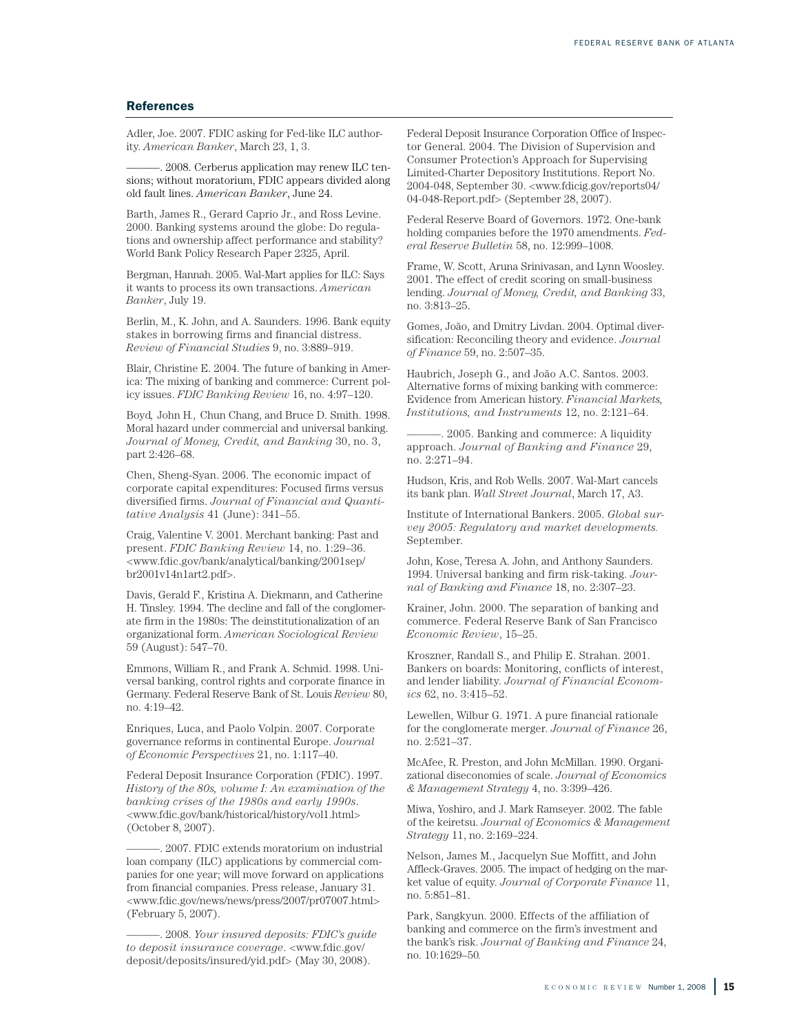## References

Adler, Joe. 2007. FDIC asking for Fed-like ILC authority. *American Banker*, March 23, 1, 3.

———. 2008. Cerberus application may renew ILC tensions; without moratorium, FDIC appears divided along old fault lines. *American Banker*, June 24.

Barth, James R., Gerard Caprio Jr., and Ross Levine. 2000. Banking systems around the globe: Do regulations and ownership affect performance and stability? World Bank Policy Research Paper 2325, April.

Bergman, Hannah. 2005. Wal-Mart applies for ILC: Says it wants to process its own transactions. *American Banker*, July 19.

Berlin, M., K. John, and A. Saunders. 1996. Bank equity stakes in borrowing firms and financial distress. *Review of Financial Studies* 9, no. 3:889–919.

Blair, Christine E. 2004. The future of banking in America: The mixing of banking and commerce: Current policy issues. *FDIC Banking Review* 16, no. 4:97–120.

Boyd, John H., Chun Chang, and Bruce D. Smith. 1998. Moral hazard under commercial and universal banking. *Journal of Money, Credit, and Banking* 30, no. 3, part 2:426–68.

Chen, Sheng-Syan. 2006. The economic impact of corporate capital expenditures: Focused firms versus diversified firms. *Journal of Financial and Quantitative Analysis* 41 (June): 341–55.

Craig, Valentine V. 2001. Merchant banking: Past and present. *FDIC Banking Review* 14, no. 1:29–36. <www.fdic.gov/bank/analytical/banking/2001sep/br2001v14n1art2.pdf>.

Davis, Gerald F., Kristina A. Diekmann, and Catherine H. Tinsley. 1994. The decline and fall of the conglomerate firm in the 1980s: The deinstitutionalization of an organizational form. *American Sociological Review* 59 (August): 547–70.

Emmons, William R., and Frank A. Schmid. 1998. Universal banking, control rights and corporate finance in Germany. Federal Reserve Bank of St. Louis *Review* 80, no. 4:19–42.

Enriques, Luca, and Paolo Volpin. 2007. Corporate governance reforms in continental Europe. *Journal of Economic Perspectives* 21, no. 1:117–40.

Federal Deposit Insurance Corporation (FDIC). 1997. *History of the 80s, volume I: An examination of the banking crises of the 1980s and early 1990s*. <www.fdic.gov/bank/historical/history/vol1.html> (October 8, 2007).

———. 2007. FDIC extends moratorium on industrial loan company (ILC) applications by commercial companies for one year; will move forward on applications from financial companies. Press release, January 31. <www.fdic.gov/news/news/press/2007/pr07007.html> (February 5, 2007).

———. 2008. *Your insured deposits: FDIC's guide to deposit insurance coverage*. <www.fdic.gov/deposit/deposits/insured/yid.pdf> (May 30, 2008).

Federal Deposit Insurance Corporation Office of Inspector General. 2004. The Division of Supervision and Consumer Protection's Approach for Supervising Limited-Charter Depository Institutions. Report No. 2004-048, September 30. <www.fdicig.gov/reports04/04-048-Report.pdf> (September 28, 2007).

Federal Reserve Board of Governors. 1972. One-bank holding companies before the 1970 amendments. *Federal Reserve Bulletin* 58, no. 12:999–1008.

Frame, W. Scott, Aruna Srinivasan, and Lynn Woosley. 2001. The effect of credit scoring on small-business lending. *Journal of Money, Credit, and Banking* 33, no. 3:813–25.

Gomes, João, and Dmitry Livdan. 2004. Optimal diversification: Reconciling theory and evidence. *Journal of Finance* 59, no. 2:507–35.

Haubrich, Joseph G., and João A.C. Santos. 2003. Alternative forms of mixing banking with commerce: Evidence from American history. *Financial Markets, Institutions, and Instruments* 12, no. 2:121–64.

———. 2005. Banking and commerce: A liquidity approach. *Journal of Banking and Finance* 29, no. 2:271–94.

Hudson, Kris, and Rob Wells. 2007. Wal-Mart cancels its bank plan. *Wall Street Journal*, March 17, A3.

Institute of International Bankers. 2005. *Global survey 2005: Regulatory and market developments.* September.

John, Kose, Teresa A. John, and Anthony Saunders. 1994. Universal banking and firm risk-taking. *Journal of Banking and Finance* 18, no. 2:307–23.

Krainer, John. 2000. The separation of banking and commerce. Federal Reserve Bank of San Francisco *Economic Review*, 15–25.

Kroszner, Randall S., and Philip E. Strahan. 2001. Bankers on boards: Monitoring, conflicts of interest, and lender liability. *Journal of Financial Economics* 62, no. 3:415–52.

Lewellen, Wilbur G. 1971. A pure financial rationale for the conglomerate merger. *Journal of Finance* 26, no. 2:521–37.

McAfee, R. Preston, and John McMillan. 1990. Organizational diseconomies of scale. *Journal of Economics & Management Strategy* 4, no. 3:399–426.

Miwa, Yoshiro, and J. Mark Ramseyer. 2002. The fable of the keiretsu. *Journal of Economics & Management Strategy* 11, no. 2:169–224.

Nelson, James M., Jacquelyn Sue Moffitt, and John Affleck-Graves. 2005. The impact of hedging on the market value of equity. *Journal of Corporate Finance* 11, no. 5:851–81.

Park, Sangkyun. 2000. Effects of the affiliation of banking and commerce on the firm's investment and the bank's risk. *Journal of Banking and Finance* 24, no. 10:1629–50.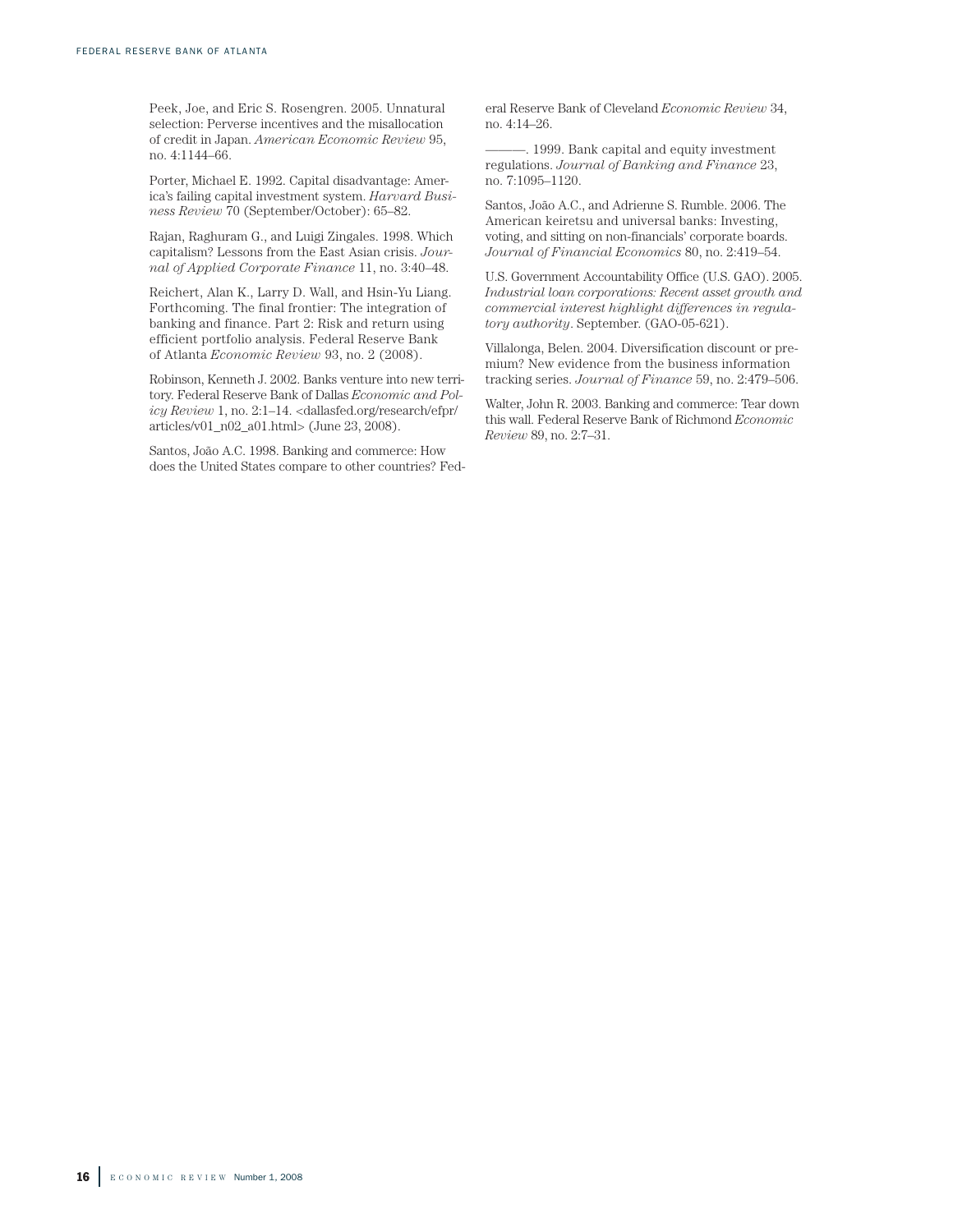Peek, Joe, and Eric S. Rosengren. 2005. Unnatural selection: Perverse incentives and the misallocation of credit in Japan. *American Economic Review* 95, no. 4:1144–66.

Porter, Michael E. 1992. Capital disadvantage: America's failing capital investment system. *Harvard Business Review* 70 (September/October): 65–82.

Rajan, Raghuram G., and Luigi Zingales. 1998. Which capitalism? Lessons from the East Asian crisis. *Journal of Applied Corporate Finance* 11, no. 3:40–48.

Reichert, Alan K., Larry D. Wall, and Hsin-Yu Liang. Forthcoming. The final frontier: The integration of banking and finance. Part 2: Risk and return using efficient portfolio analysis. Federal Reserve Bank of Atlanta *Economic Review* 93, no. 2 (2008).

Robinson, Kenneth J. 2002. Banks venture into new territory. Federal Reserve Bank of Dallas *Economic and Policy Review* 1, no. 2:1–14. <dallasfed.org/research/efpr/articles/v01_n02_a01.html> (June 23, 2008).

Santos, João A.C. 1998. Banking and commerce: How does the United States compare to other countries? Federal Reserve Bank of Cleveland *Economic Review* 34, no. 4:14–26.

———. 1999. Bank capital and equity investment regulations. *Journal of Banking and Finance* 23, no. 7:1095–1120.

Santos, João A.C., and Adrienne S. Rumble. 2006. The American keiretsu and universal banks: Investing, voting, and sitting on non-financials' corporate boards. *Journal of Financial Economics* 80, no. 2:419–54.

U.S. Government Accountability Office (U.S. GAO). 2005. *Industrial loan corporations: Recent asset growth and commercial interest highlight differences in regulatory authority*. September. (GAO-05-621).

Villalonga, Belen. 2004. Diversification discount or premium? New evidence from the business information tracking series. *Journal of Finance* 59, no. 2:479–506.

Walter, John R. 2003. Banking and commerce: Tear down this wall. Federal Reserve Bank of Richmond *Economic Review* 89, no. 2:7–31.